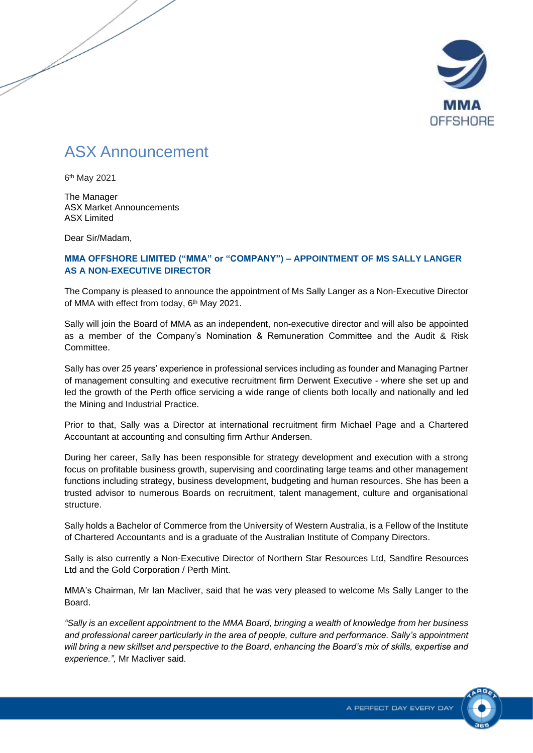# ASX Announcement

6th May 2021

The Manager
ASX Market Announcements
ASX Limited

Dear Sir/Madam,

**MMA OFFSHORE LIMITED ("MMA" or "COMPANY") – APPOINTMENT OF MS SALLY LANGER AS A NON-EXECUTIVE DIRECTOR**

The Company is pleased to announce the appointment of Ms Sally Langer as a Non-Executive Director of MMA with effect from today, 6th May 2021.

Sally will join the Board of MMA as an independent, non-executive director and will also be appointed as a member of the Company's Nomination & Remuneration Committee and the Audit & Risk Committee.

Sally has over 25 years' experience in professional services including as founder and Managing Partner of management consulting and executive recruitment firm Derwent Executive - where she set up and led the growth of the Perth office servicing a wide range of clients both locally and nationally and led the Mining and Industrial Practice.

Prior to that, Sally was a Director at international recruitment firm Michael Page and a Chartered Accountant at accounting and consulting firm Arthur Andersen.

During her career, Sally has been responsible for strategy development and execution with a strong focus on profitable business growth, supervising and coordinating large teams and other management functions including strategy, business development, budgeting and human resources. She has been a trusted advisor to numerous Boards on recruitment, talent management, culture and organisational structure.

Sally holds a Bachelor of Commerce from the University of Western Australia, is a Fellow of the Institute of Chartered Accountants and is a graduate of the Australian Institute of Company Directors.

Sally is also currently a Non-Executive Director of Northern Star Resources Ltd, Sandfire Resources Ltd and the Gold Corporation / Perth Mint.

MMA's Chairman, Mr Ian Macliver, said that he was very pleased to welcome Ms Sally Langer to the Board.

*"Sally is an excellent appointment to the MMA Board, bringing a wealth of knowledge from her business and professional career particularly in the area of people, culture and performance. Sally's appointment will bring a new skillset and perspective to the Board, enhancing the Board's mix of skills, expertise and experience.",* Mr Macliver said.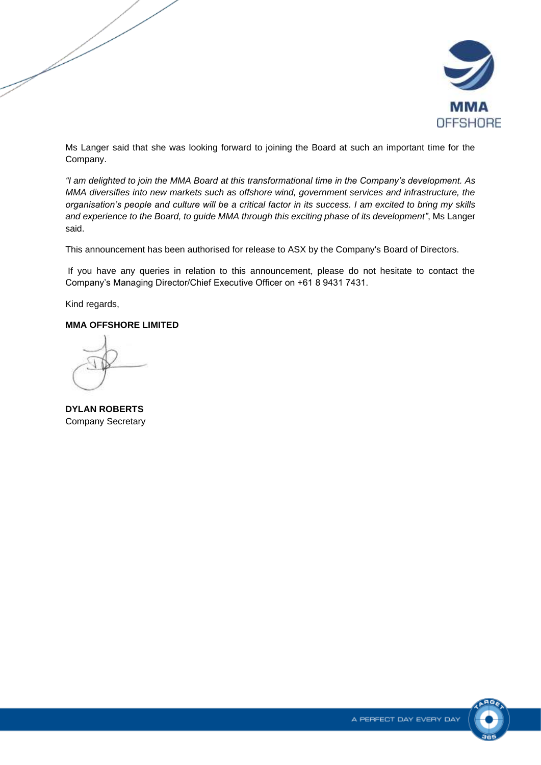Ms Langer said that she was looking forward to joining the Board at such an important time for the Company.

*"I am delighted to join the MMA Board at this transformational time in the Company's development. As MMA diversifies into new markets such as offshore wind, government services and infrastructure, the organisation's people and culture will be a critical factor in its success. I am excited to bring my skills and experience to the Board, to guide MMA through this exciting phase of its development"*, Ms Langer said.

This announcement has been authorised for release to ASX by the Company's Board of Directors.

If you have any queries in relation to this announcement, please do not hesitate to contact the Company's Managing Director/Chief Executive Officer on +61 8 9431 7431.

Kind regards,

**MMA OFFSHORE LIMITED**

**DYLAN ROBERTS**
Company Secretary